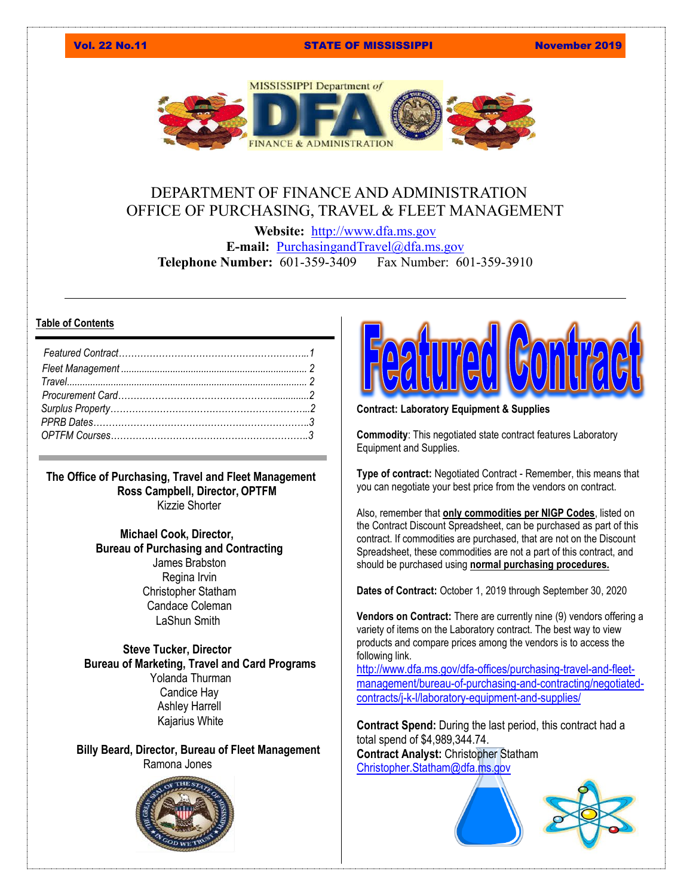Vol. 22 No.11 | STATE OF MISSISSIPPI | November 2019

# DEPARTMENT OF FINANCE AND ADMINISTRATION
# OFFICE OF PURCHASING, TRAVEL & FLEET MANAGEMENT

**Website:** http://www.dfa.ms.gov
**E-mail:** PurchasingandTravel@dfa.ms.gov
**Telephone Number:** 601-359-3409 Fax Number: 601-359-3910

## Table of Contents

*Featured Contract*……………………………………………………..1
*Fleet Management* ........................................................................ 2
*Travel*............................................................................................ 2
*Procurement Card*………………………………………….............2
*Surplus Property*………………………………………………………..2
*PPRB Dates*……………………………………………………………..3
*OPTFM Courses*………………………………………………………..3

**The Office of Purchasing, Travel and Fleet Management**
**Ross Campbell, Director, OPTFM**
Kizzie Shorter

**Michael Cook, Director,**
**Bureau of Purchasing and Contracting**
James Brabston
Regina Irvin
Christopher Statham
Candace Coleman
LaShun Smith

**Steve Tucker, Director**
**Bureau of Marketing, Travel and Card Programs**
Yolanda Thurman
Candice Hay
Ashley Harrell
Kajarius White

**Billy Beard, Director, Bureau of Fleet Management**
Ramona Jones

# Featured Contract

**Contract: Laboratory Equipment & Supplies**

**Commodity**: This negotiated state contract features Laboratory Equipment and Supplies.

**Type of contract:** Negotiated Contract - Remember, this means that you can negotiate your best price from the vendors on contract.

Also, remember that **only commodities per NIGP Codes**, listed on the Contract Discount Spreadsheet, can be purchased as part of this contract. If commodities are purchased, that are not on the Discount Spreadsheet, these commodities are not a part of this contract, and should be purchased using **normal purchasing procedures.**

**Dates of Contract:** October 1, 2019 through September 30, 2020

**Vendors on Contract:** There are currently nine (9) vendors offering a variety of items on the Laboratory contract. The best way to view products and compare prices among the vendors is to access the following link.
http://www.dfa.ms.gov/dfa-offices/purchasing-travel-and-fleet-management/bureau-of-purchasing-and-contracting/negotiated-contracts/j-k-l/laboratory-equipment-and-supplies/

**Contract Spend:** During the last period, this contract had a total spend of $4,989,344.74.
**Contract Analyst:** Christopher Statham
Christopher.Statham@dfa.ms.gov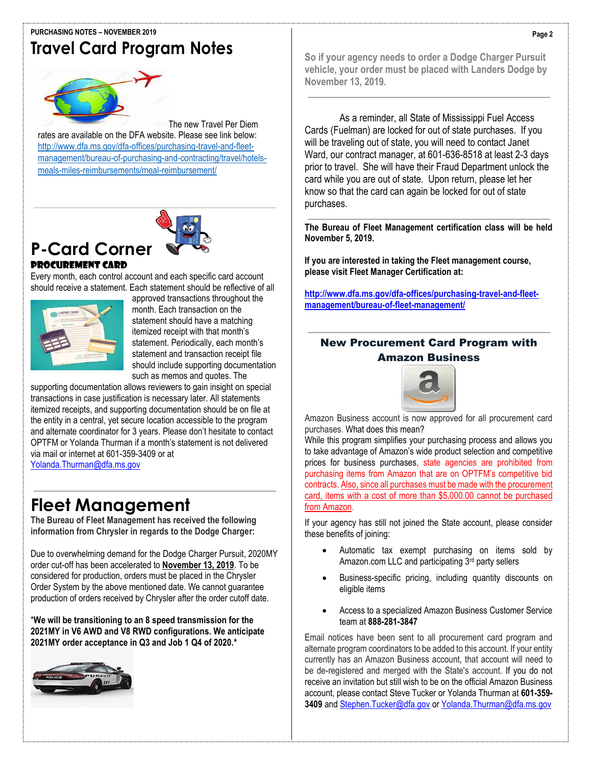# Travel Card Program Notes

The new Travel Per Diem rates are available on the DFA website. Please see link below: http://www.dfa.ms.gov/dfa-offices/purchasing-travel-and-fleet-management/bureau-of-purchasing-and-contracting/travel/hotels-meals-miles-reimbursements/meal-reimbursement/

# P-Card Corner

### PROCUREMENT CARD

Every month, each control account and each specific card account should receive a statement. Each statement should be reflective of all approved transactions throughout the month. Each transaction on the statement should have a matching itemized receipt with that month's statement. Periodically, each month's statement and transaction receipt file should include supporting documentation such as memos and quotes. The supporting documentation allows reviewers to gain insight on special transactions in case justification is necessary later. All statements itemized receipts, and supporting documentation should be on file at the entity in a central, yet secure location accessible to the program and alternate coordinator for 3 years. Please don't hesitate to contact OPTFM or Yolanda Thurman if a month's statement is not delivered via mail or internet at 601-359-3409 or at Yolanda.Thurman@dfa.ms.gov

# Fleet Management

**The Bureau of Fleet Management has received the following information from Chrysler in regards to the Dodge Charger:**

Due to overwhelming demand for the Dodge Charger Pursuit, 2020MY order cut-off has been accelerated to **November 13, 2019**. To be considered for production, orders must be placed in the Chrysler Order System by the above mentioned date. We cannot guarantee production of orders received by Chrysler after the order cutoff date.

\***We will be transitioning to an 8 speed transmission for the 2021MY in V6 AWD and V8 RWD configurations. We anticipate 2021MY order acceptance in Q3 and Job 1 Q4 of 2020.**\*

**So if your agency needs to order a Dodge Charger Pursuit vehicle, your order must be placed with Landers Dodge by November 13, 2019.**

As a reminder, all State of Mississippi Fuel Access Cards (Fuelman) are locked for out of state purchases. If you will be traveling out of state, you will need to contact Janet Ward, our contract manager, at 601-636-8518 at least 2-3 days prior to travel. She will have their Fraud Department unlock the card while you are out of state. Upon return, please let her know so that the card can again be locked for out of state purchases.

**The Bureau of Fleet Management certification class will be held November 5, 2019.**

**If you are interested in taking the Fleet management course, please visit Fleet Manager Certification at:**

**http://www.dfa.ms.gov/dfa-offices/purchasing-travel-and-fleet-management/bureau-of-fleet-management/**

## New Procurement Card Program with Amazon Business

Amazon Business account is now approved for all procurement card purchases. What does this mean?

While this program simplifies your purchasing process and allows you to take advantage of Amazon's wide product selection and competitive prices for business purchases, state agencies are prohibited from purchasing items from Amazon that are on OPTFM's competitive bid contracts. Also, since all purchases must be made with the procurement card, items with a cost of more than $5,000.00 cannot be purchased from Amazon.

If your agency has still not joined the State account, please consider these benefits of joining:

- Automatic tax exempt purchasing on items sold by Amazon.com LLC and participating 3rd party sellers
- Business-specific pricing, including quantity discounts on eligible items
- Access to a specialized Amazon Business Customer Service team at **888-281-3847**

Email notices have been sent to all procurement card program and alternate program coordinators to be added to this account. If your entity currently has an Amazon Business account, that account will need to be de-registered and merged with the State's account. If you do not receive an invitation but still wish to be on the official Amazon Business account, please contact Steve Tucker or Yolanda Thurman at **601-359-3409** and Stephen.Tucker@dfa.gov or Yolanda.Thurman@dfa.ms.gov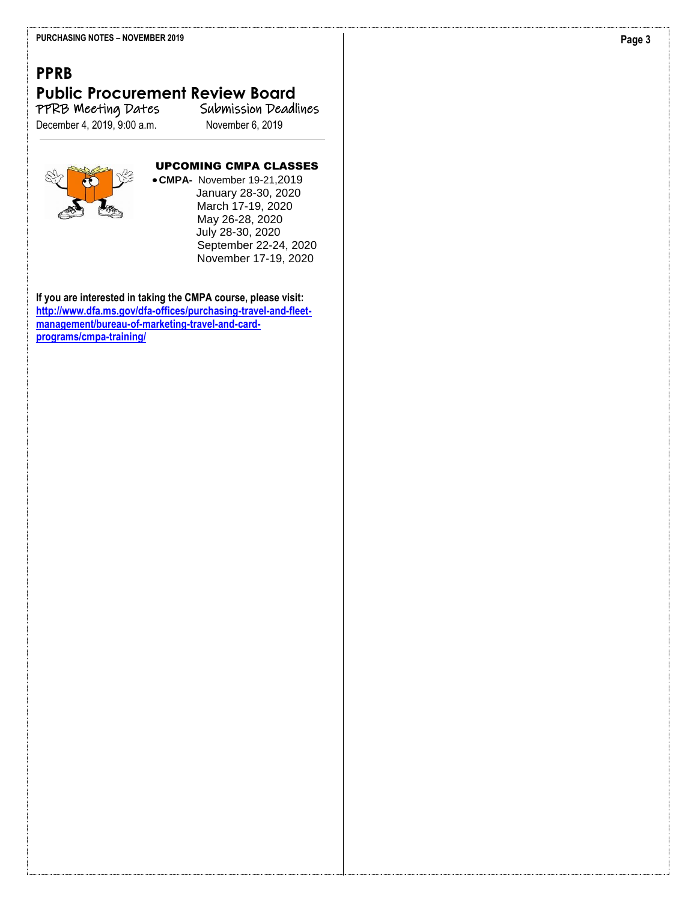# PPRB

## Public Procurement Review Board

| PPRB Meeting Dates | Submission Deadlines |
|---|---|
| December 4, 2019, 9:00 a.m. | November 6, 2019 |

### UPCOMING CMPA CLASSES

- **CMPA-** November 19-21,2019
  January 28-30, 2020
  March 17-19, 2020
  May 26-28, 2020
  July 28-30, 2020
  September 22-24, 2020
  November 17-19, 2020

**If you are interested in taking the CMPA course, please visit:**
**http://www.dfa.ms.gov/dfa-offices/purchasing-travel-and-fleet-management/bureau-of-marketing-travel-and-card-programs/cmpa-training/**